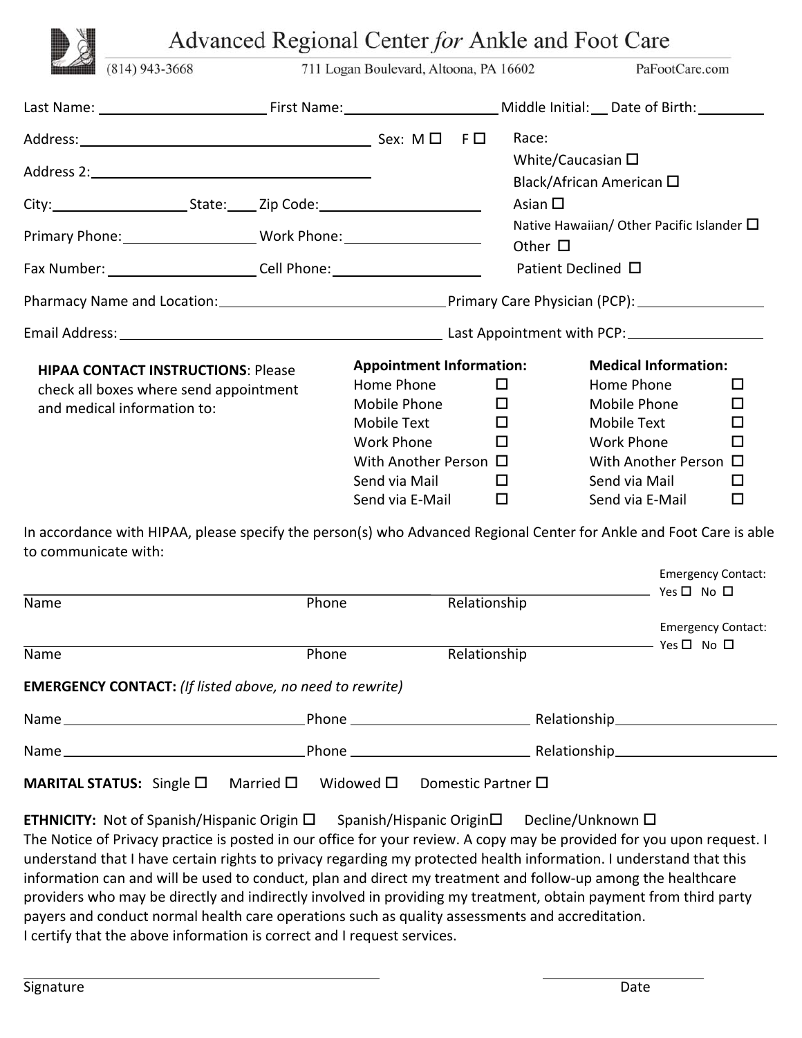# Advanced Regional Center *for* Ankle and Foot Care

(814) 943-3668 | 711 Logan Boulevard, Altoona, PA 16602 | PaFootCare.com

Last Name: ____________________ First Name: ____________________ Middle Initial: __ Date of Birth: ________

Address: ________________________________ Sex: M ☐ F ☐

Address 2: ________________________________

City: ______________ State: ____ Zip Code: ________________

Primary Phone: ______________ Work Phone: ______________

Fax Number: ______________ Cell Phone: ______________

Race:
White/Caucasian ☐
Black/African American ☐
Asian ☐
Native Hawaiian/ Other Pacific Islander ☐
Other ☐
Patient Declined ☐

Pharmacy Name and Location: ______________________ Primary Care Physician (PCP): ______________

Email Address: ________________________________ Last Appointment with PCP: ______________

**HIPAA CONTACT INSTRUCTIONS**: Please check all boxes where send appointment and medical information to:

| **Appointment Information:** | | **Medical Information:** | |
|---|---|---|---|
| Home Phone | ☐ | Home Phone | ☐ |
| Mobile Phone | ☐ | Mobile Phone | ☐ |
| Mobile Text | ☐ | Mobile Text | ☐ |
| Work Phone | ☐ | Work Phone | ☐ |
| With Another Person | ☐ | With Another Person | ☐ |
| Send via Mail | ☐ | Send via Mail | ☐ |
| Send via E-Mail | ☐ | Send via E-Mail | ☐ |

In accordance with HIPAA, please specify the person(s) who Advanced Regional Center for Ankle and Foot Care is able to communicate with:

| Name | Phone | Relationship | Emergency Contact: |
|---|---|---|---|
| | | | Yes ☐ No ☐ |
| | | | Yes ☐ No ☐ |

**EMERGENCY CONTACT:** *(If listed above, no need to rewrite)*

Name ______________________ Phone ______________________ Relationship ______________________

Name ______________________ Phone ______________________ Relationship ______________________

**MARITAL STATUS:** Single ☐ Married ☐ Widowed ☐ Domestic Partner ☐

**ETHNICITY:** Not of Spanish/Hispanic Origin ☐ Spanish/Hispanic Origin ☐ Decline/Unknown ☐

The Notice of Privacy practice is posted in our office for your review. A copy may be provided for you upon request. I understand that I have certain rights to privacy regarding my protected health information. I understand that this information can and will be used to conduct, plan and direct my treatment and follow-up among the healthcare providers who may be directly and indirectly involved in providing my treatment, obtain payment from third party payers and conduct normal health care operations such as quality assessments and accreditation.
I certify that the above information is correct and I request services.

______________________________ Signature

______________ Date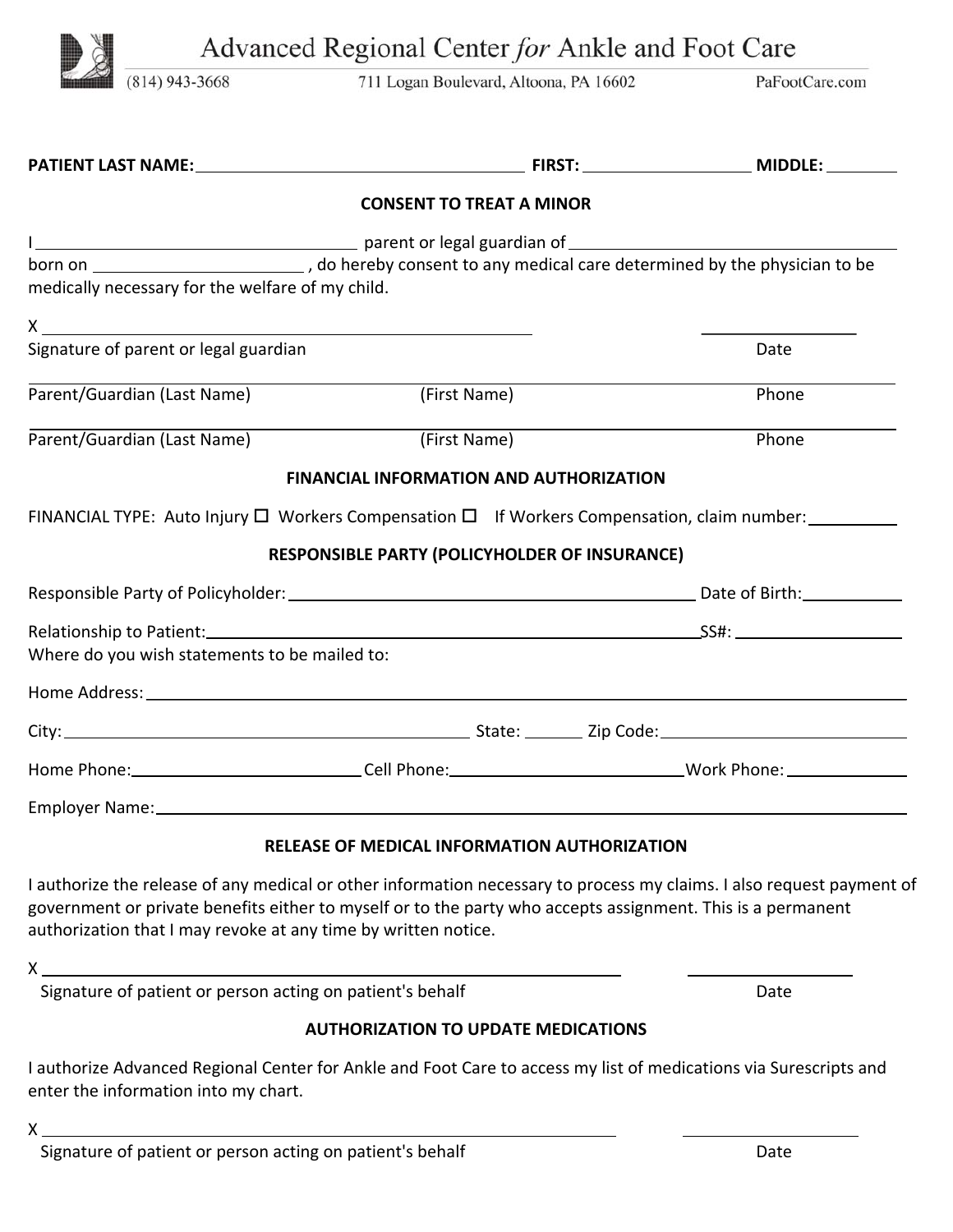Advanced Regional Center *for* Ankle and Foot Care

(814) 943-3668 711 Logan Boulevard, Altoona, PA 16602 PaFootCare.com

**PATIENT LAST NAME:** ______________________ **FIRST:** ____________ **MIDDLE:** ________

## CONSENT TO TREAT A MINOR

I ______________________ parent or legal guardian of ______________________ born on ______________ , do hereby consent to any medical care determined by the physician to be medically necessary for the welfare of my child.

X ______________________________ ____________

Signature of parent or legal guardian Date

______________________________________________

Parent/Guardian (Last Name) (First Name) Phone

______________________________________________

Parent/Guardian (Last Name) (First Name) Phone

## FINANCIAL INFORMATION AND AUTHORIZATION

FINANCIAL TYPE: Auto Injury ☐ Workers Compensation ☐ If Workers Compensation, claim number: ________

## RESPONSIBLE PARTY (POLICYHOLDER OF INSURANCE)

Responsible Party of Policyholder: ______________________ Date of Birth: __________

Relationship to Patient: ______________________ SS#: __________

Where do you wish statements to be mailed to:

Home Address: ______________________

City: ______________ State: ______ Zip Code: ______________

Home Phone: ______________ Cell Phone: ______________ Work Phone: ______________

Employer Name: ______________________

## RELEASE OF MEDICAL INFORMATION AUTHORIZATION

I authorize the release of any medical or other information necessary to process my claims. I also request payment of government or private benefits either to myself or to the party who accepts assignment. This is a permanent authorization that I may revoke at any time by written notice.

X ______________________________ ____________

Signature of patient or person acting on patient's behalf Date

## AUTHORIZATION TO UPDATE MEDICATIONS

I authorize Advanced Regional Center for Ankle and Foot Care to access my list of medications via Surescripts and enter the information into my chart.

X ______________________________ ____________

Signature of patient or person acting on patient's behalf Date